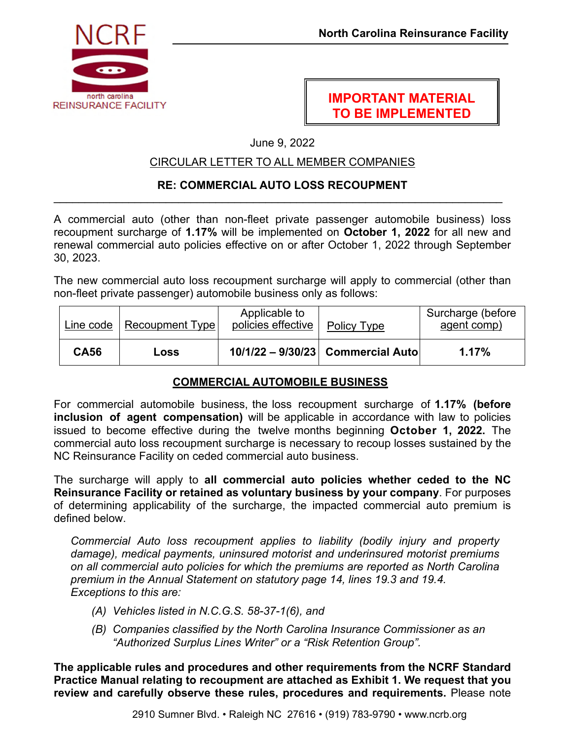NCRF
north carolina
REINSURANCE FACILITY

North Carolina Reinsurance Facility

**IMPORTANT MATERIAL TO BE IMPLEMENTED**

June 9, 2022

CIRCULAR LETTER TO ALL MEMBER COMPANIES

**RE: COMMERCIAL AUTO LOSS RECOUPMENT**

A commercial auto (other than non-fleet private passenger automobile business) loss recoupment surcharge of **1.17%** will be implemented on **October 1, 2022** for all new and renewal commercial auto policies effective on or after October 1, 2022 through September 30, 2023.

The new commercial auto loss recoupment surcharge will apply to commercial (other than non-fleet private passenger) automobile business only as follows:

| Line code | Recoupment Type | Applicable to policies effective | Policy Type | Surcharge (before agent comp) |
|---|---|---|---|---|
| **CA56** | **Loss** | **10/1/22 – 9/30/23** | **Commercial Auto** | **1.17%** |

## COMMERCIAL AUTOMOBILE BUSINESS

For commercial automobile business, the loss recoupment surcharge of **1.17% (before inclusion of agent compensation)** will be applicable in accordance with law to policies issued to become effective during the twelve months beginning **October 1, 2022.** The commercial auto loss recoupment surcharge is necessary to recoup losses sustained by the NC Reinsurance Facility on ceded commercial auto business.

The surcharge will apply to **all commercial auto policies whether ceded to the NC Reinsurance Facility or retained as voluntary business by your company**. For purposes of determining applicability of the surcharge, the impacted commercial auto premium is defined below.

*Commercial Auto loss recoupment applies to liability (bodily injury and property damage), medical payments, uninsured motorist and underinsured motorist premiums on all commercial auto policies for which the premiums are reported as North Carolina premium in the Annual Statement on statutory page 14, lines 19.3 and 19.4. Exceptions to this are:*

*(A) Vehicles listed in N.C.G.S. 58-37-1(6), and*

*(B) Companies classified by the North Carolina Insurance Commissioner as an "Authorized Surplus Lines Writer" or a "Risk Retention Group".*

**The applicable rules and procedures and other requirements from the NCRF Standard Practice Manual relating to recoupment are attached as Exhibit 1. We request that you review and carefully observe these rules, procedures and requirements.** Please note

2910 Sumner Blvd. • Raleigh NC 27616 • (919) 783-9790 • www.ncrb.org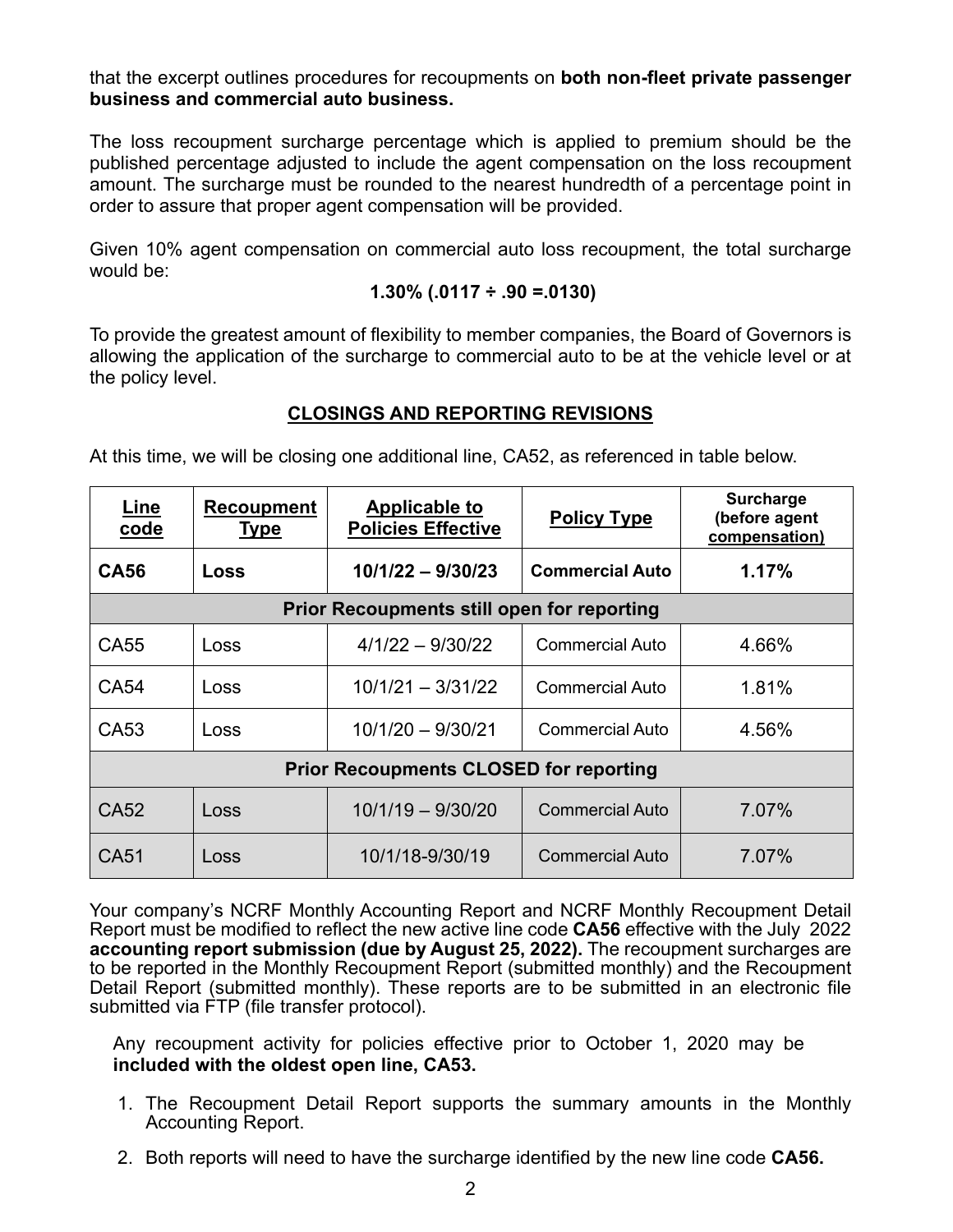that the excerpt outlines procedures for recoupments on **both non-fleet private passenger business and commercial auto business.**

The loss recoupment surcharge percentage which is applied to premium should be the published percentage adjusted to include the agent compensation on the loss recoupment amount. The surcharge must be rounded to the nearest hundredth of a percentage point in order to assure that proper agent compensation will be provided.

Given 10% agent compensation on commercial auto loss recoupment, the total surcharge would be:

**1.30% (.0117 ÷ .90 =.0130)**

To provide the greatest amount of flexibility to member companies, the Board of Governors is allowing the application of the surcharge to commercial auto to be at the vehicle level or at the policy level.

## CLOSINGS AND REPORTING REVISIONS

At this time, we will be closing one additional line, CA52, as referenced in table below.

| Line code | Recoupment Type | Applicable to Policies Effective | Policy Type | Surcharge (before agent compensation) |
|---|---|---|---|---|
| **CA56** | **Loss** | **10/1/22 – 9/30/23** | **Commercial Auto** | **1.17%** |
| **Prior Recoupments still open for reporting** | | | | |
| CA55 | Loss | 4/1/22 – 9/30/22 | Commercial Auto | 4.66% |
| CA54 | Loss | 10/1/21 – 3/31/22 | Commercial Auto | 1.81% |
| CA53 | Loss | 10/1/20 – 9/30/21 | Commercial Auto | 4.56% |
| **Prior Recoupments CLOSED for reporting** | | | | |
| CA52 | Loss | 10/1/19 – 9/30/20 | Commercial Auto | 7.07% |
| CA51 | Loss | 10/1/18-9/30/19 | Commercial Auto | 7.07% |

Your company's NCRF Monthly Accounting Report and NCRF Monthly Recoupment Detail Report must be modified to reflect the new active line code **CA56** effective with the July 2022 **accounting report submission (due by August 25, 2022).** The recoupment surcharges are to be reported in the Monthly Recoupment Report (submitted monthly) and the Recoupment Detail Report (submitted monthly). These reports are to be submitted in an electronic file submitted via FTP (file transfer protocol).

Any recoupment activity for policies effective prior to October 1, 2020 may be **included with the oldest open line, CA53.**

1. The Recoupment Detail Report supports the summary amounts in the Monthly Accounting Report.
2. Both reports will need to have the surcharge identified by the new line code **CA56.**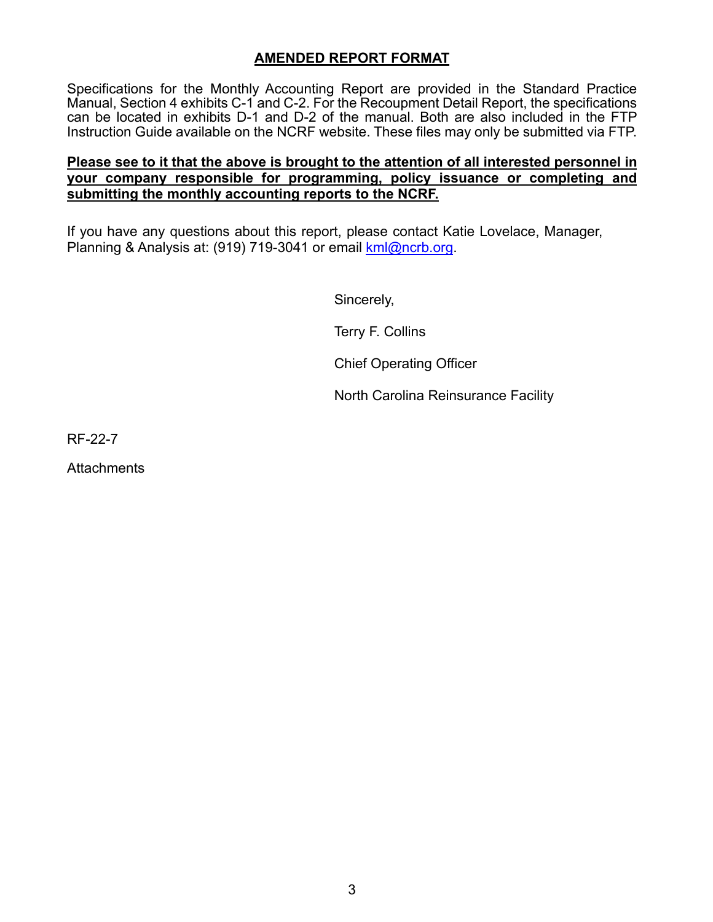## AMENDED REPORT FORMAT

Specifications for the Monthly Accounting Report are provided in the Standard Practice Manual, Section 4 exhibits C-1 and C-2. For the Recoupment Detail Report, the specifications can be located in exhibits D-1 and D-2 of the manual. Both are also included in the FTP Instruction Guide available on the NCRF website. These files may only be submitted via FTP.

**Please see to it that the above is brought to the attention of all interested personnel in your company responsible for programming, policy issuance or completing and submitting the monthly accounting reports to the NCRF.**

If you have any questions about this report, please contact Katie Lovelace, Manager, Planning & Analysis at: (919) 719-3041 or email kml@ncrb.org.

Sincerely,

Terry F. Collins

Chief Operating Officer

North Carolina Reinsurance Facility

RF-22-7

Attachments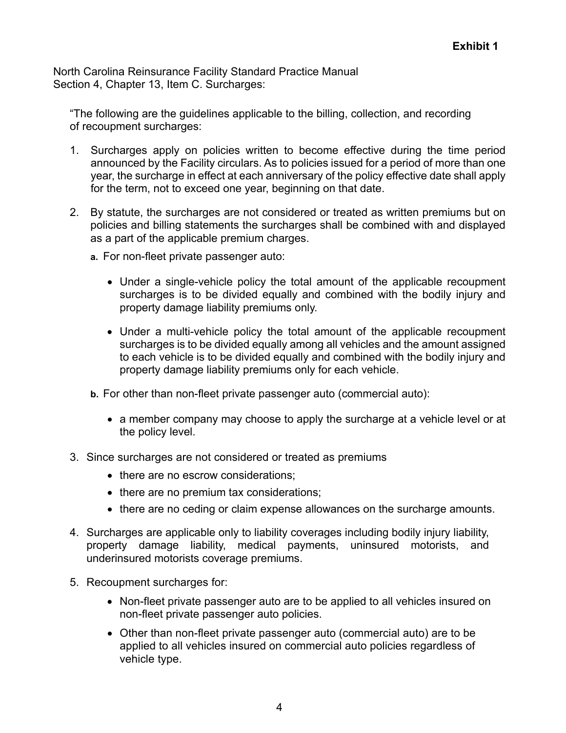**Exhibit 1**

North Carolina Reinsurance Facility Standard Practice Manual
Section 4, Chapter 13, Item C. Surcharges:

"The following are the guidelines applicable to the billing, collection, and recording of recoupment surcharges:

1. Surcharges apply on policies written to become effective during the time period announced by the Facility circulars. As to policies issued for a period of more than one year, the surcharge in effect at each anniversary of the policy effective date shall apply for the term, not to exceed one year, beginning on that date.

2. By statute, the surcharges are not considered or treated as written premiums but on policies and billing statements the surcharges shall be combined with and displayed as a part of the applicable premium charges.

   **a.** For non-fleet private passenger auto:

   - Under a single-vehicle policy the total amount of the applicable recoupment surcharges is to be divided equally and combined with the bodily injury and property damage liability premiums only.

   - Under a multi-vehicle policy the total amount of the applicable recoupment surcharges is to be divided equally among all vehicles and the amount assigned to each vehicle is to be divided equally and combined with the bodily injury and property damage liability premiums only for each vehicle.

   **b.** For other than non-fleet private passenger auto (commercial auto):

   - a member company may choose to apply the surcharge at a vehicle level or at the policy level.

3. Since surcharges are not considered or treated as premiums
   - there are no escrow considerations;
   - there are no premium tax considerations;
   - there are no ceding or claim expense allowances on the surcharge amounts.

4. Surcharges are applicable only to liability coverages including bodily injury liability, property damage liability, medical payments, uninsured motorists, and underinsured motorists coverage premiums.

5. Recoupment surcharges for:
   - Non-fleet private passenger auto are to be applied to all vehicles insured on non-fleet private passenger auto policies.
   - Other than non-fleet private passenger auto (commercial auto) are to be applied to all vehicles insured on commercial auto policies regardless of vehicle type.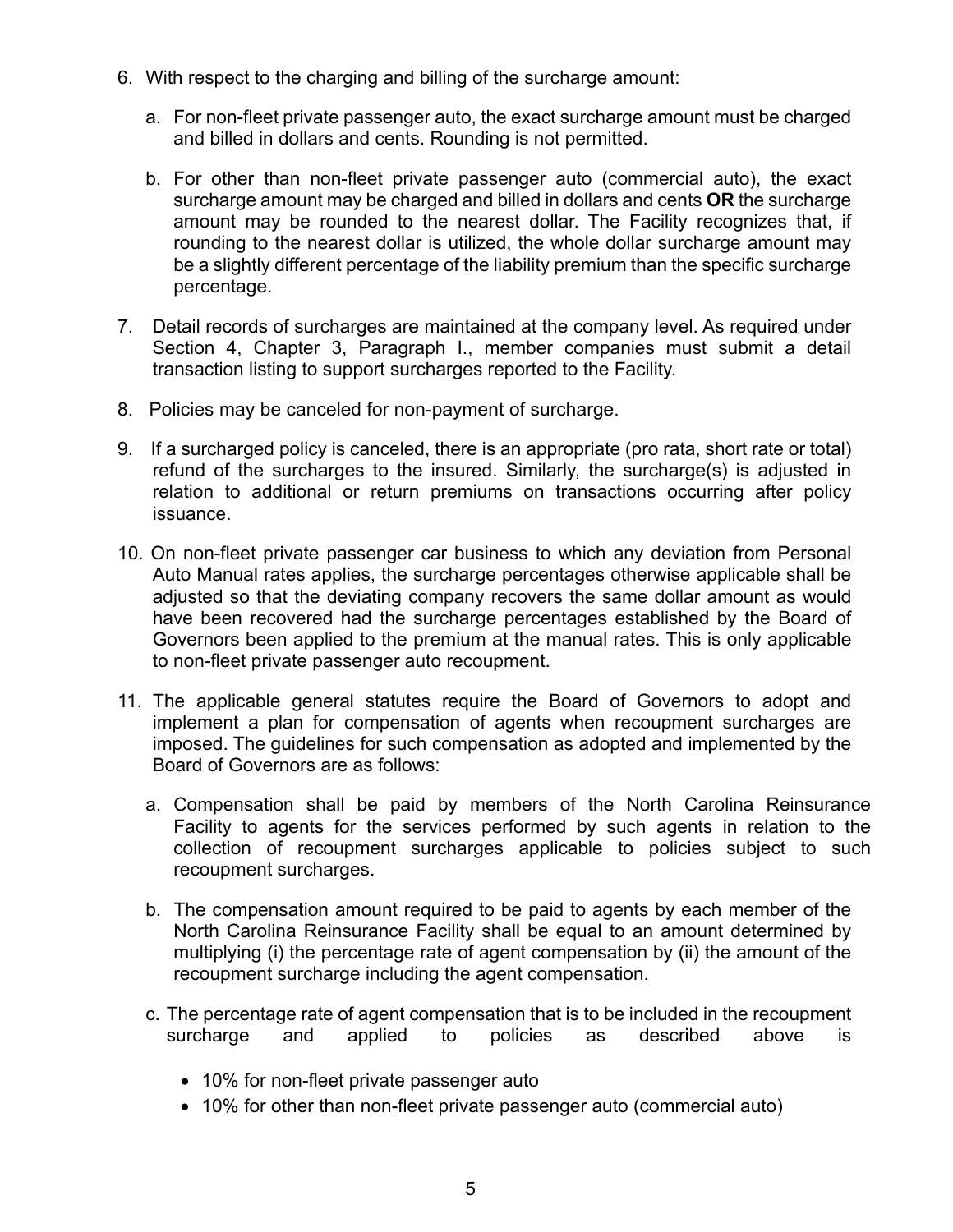6. With respect to the charging and billing of the surcharge amount:

   a. For non-fleet private passenger auto, the exact surcharge amount must be charged and billed in dollars and cents. Rounding is not permitted.

   b. For other than non-fleet private passenger auto (commercial auto), the exact surcharge amount may be charged and billed in dollars and cents **OR** the surcharge amount may be rounded to the nearest dollar. The Facility recognizes that, if rounding to the nearest dollar is utilized, the whole dollar surcharge amount may be a slightly different percentage of the liability premium than the specific surcharge percentage.

7. Detail records of surcharges are maintained at the company level. As required under Section 4, Chapter 3, Paragraph I., member companies must submit a detail transaction listing to support surcharges reported to the Facility.

8. Policies may be canceled for non-payment of surcharge.

9. If a surcharged policy is canceled, there is an appropriate (pro rata, short rate or total) refund of the surcharges to the insured. Similarly, the surcharge(s) is adjusted in relation to additional or return premiums on transactions occurring after policy issuance.

10. On non-fleet private passenger car business to which any deviation from Personal Auto Manual rates applies, the surcharge percentages otherwise applicable shall be adjusted so that the deviating company recovers the same dollar amount as would have been recovered had the surcharge percentages established by the Board of Governors been applied to the premium at the manual rates. This is only applicable to non-fleet private passenger auto recoupment.

11. The applicable general statutes require the Board of Governors to adopt and implement a plan for compensation of agents when recoupment surcharges are imposed. The guidelines for such compensation as adopted and implemented by the Board of Governors are as follows:

    a. Compensation shall be paid by members of the North Carolina Reinsurance Facility to agents for the services performed by such agents in relation to the collection of recoupment surcharges applicable to policies subject to such recoupment surcharges.

    b. The compensation amount required to be paid to agents by each member of the North Carolina Reinsurance Facility shall be equal to an amount determined by multiplying (i) the percentage rate of agent compensation by (ii) the amount of the recoupment surcharge including the agent compensation.

    c. The percentage rate of agent compensation that is to be included in the recoupment surcharge and applied to policies as described above is

       - 10% for non-fleet private passenger auto
       - 10% for other than non-fleet private passenger auto (commercial auto)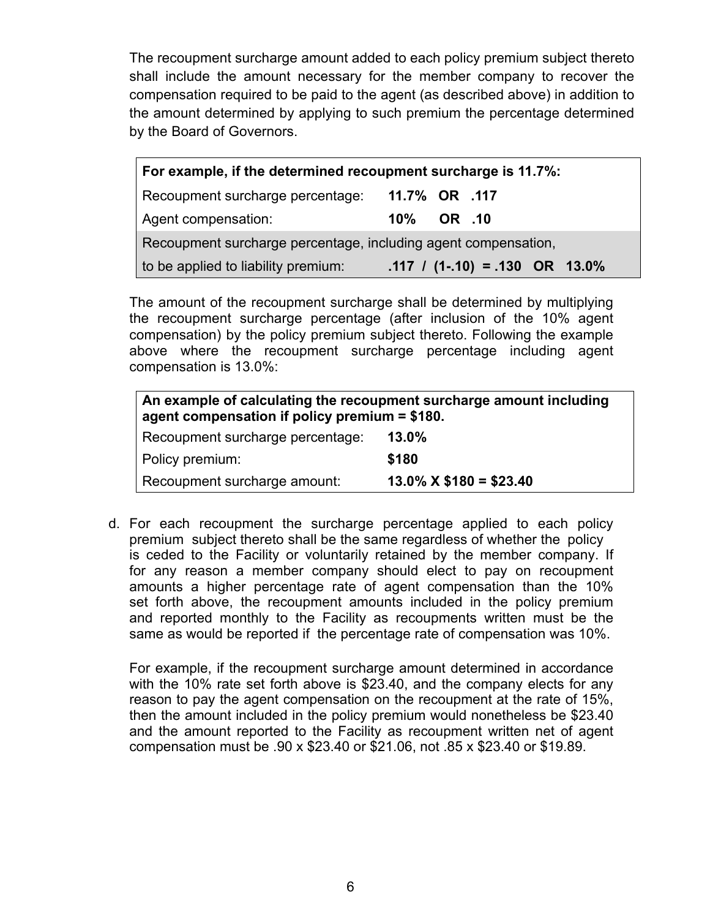The recoupment surcharge amount added to each policy premium subject thereto shall include the amount necessary for the member company to recover the compensation required to be paid to the agent (as described above) in addition to the amount determined by applying to such premium the percentage determined by the Board of Governors.

| **For example, if the determined recoupment surcharge is 11.7%:** | |
|---|---|
| Recoupment surcharge percentage: | **11.7% OR .117** |
| Agent compensation: | **10% OR .10** |
| Recoupment surcharge percentage, including agent compensation, to be applied to liability premium: | **.117 / (1-.10) = .130 OR 13.0%** |

The amount of the recoupment surcharge shall be determined by multiplying the recoupment surcharge percentage (after inclusion of the 10% agent compensation) by the policy premium subject thereto. Following the example above where the recoupment surcharge percentage including agent compensation is 13.0%:

| **An example of calculating the recoupment surcharge amount including agent compensation if policy premium = $180.** | |
|---|---|
| Recoupment surcharge percentage: | **13.0%** |
| Policy premium: | **$180** |
| Recoupment surcharge amount: | **13.0% X $180 = $23.40** |

d. For each recoupment the surcharge percentage applied to each policy premium subject thereto shall be the same regardless of whether the policy is ceded to the Facility or voluntarily retained by the member company. If for any reason a member company should elect to pay on recoupment amounts a higher percentage rate of agent compensation than the 10% set forth above, the recoupment amounts included in the policy premium and reported monthly to the Facility as recoupments written must be the same as would be reported if the percentage rate of compensation was 10%.

   For example, if the recoupment surcharge amount determined in accordance with the 10% rate set forth above is $23.40, and the company elects for any reason to pay the agent compensation on the recoupment at the rate of 15%, then the amount included in the policy premium would nonetheless be $23.40 and the amount reported to the Facility as recoupment written net of agent compensation must be .90 x $23.40 or $21.06, not .85 x $23.40 or $19.89.